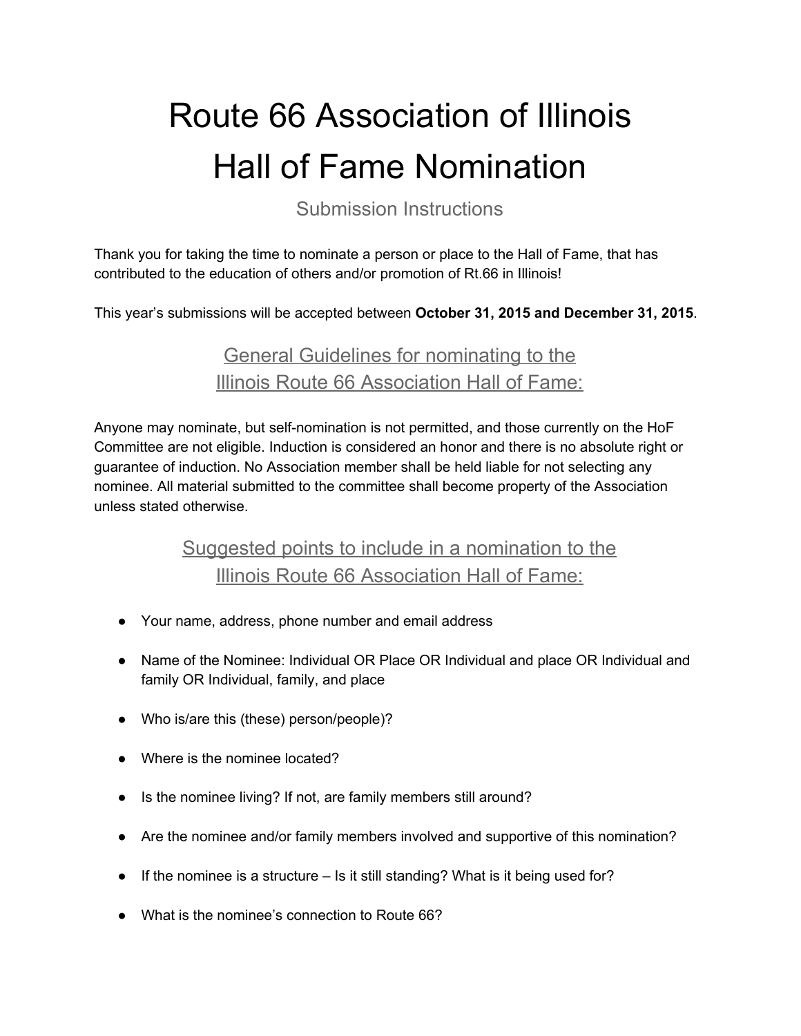# Route 66 Association of Illinois
# Hall of Fame Nomination

Submission Instructions

Thank you for taking the time to nominate a person or place to the Hall of Fame, that has contributed to the education of others and/or promotion of Rt.66 in Illinois!

This year's submissions will be accepted between **October 31, 2015 and December 31, 2015**.

## General Guidelines for nominating to the Illinois Route 66 Association Hall of Fame:

Anyone may nominate, but self-nomination is not permitted, and those currently on the HoF Committee are not eligible. Induction is considered an honor and there is no absolute right or guarantee of induction. No Association member shall be held liable for not selecting any nominee. All material submitted to the committee shall become property of the Association unless stated otherwise.

## Suggested points to include in a nomination to the Illinois Route 66 Association Hall of Fame:

- Your name, address, phone number and email address
- Name of the Nominee: Individual OR Place OR Individual and place OR Individual and family OR Individual, family, and place
- Who is/are this (these) person/people)?
- Where is the nominee located?
- Is the nominee living? If not, are family members still around?
- Are the nominee and/or family members involved and supportive of this nomination?
- If the nominee is a structure – Is it still standing? What is it being used for?
- What is the nominee's connection to Route 66?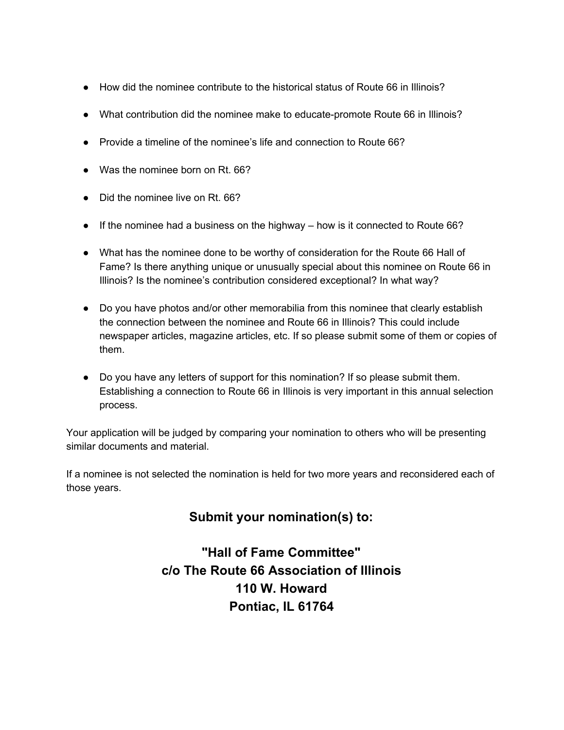- How did the nominee contribute to the historical status of Route 66 in Illinois?
- What contribution did the nominee make to educate-promote Route 66 in Illinois?
- Provide a timeline of the nominee's life and connection to Route 66?
- Was the nominee born on Rt. 66?
- Did the nominee live on Rt. 66?
- If the nominee had a business on the highway – how is it connected to Route 66?
- What has the nominee done to be worthy of consideration for the Route 66 Hall of Fame? Is there anything unique or unusually special about this nominee on Route 66 in Illinois? Is the nominee's contribution considered exceptional? In what way?
- Do you have photos and/or other memorabilia from this nominee that clearly establish the connection between the nominee and Route 66 in Illinois? This could include newspaper articles, magazine articles, etc. If so please submit some of them or copies of them.
- Do you have any letters of support for this nomination? If so please submit them. Establishing a connection to Route 66 in Illinois is very important in this annual selection process.

Your application will be judged by comparing your nomination to others who will be presenting similar documents and material.

If a nominee is not selected the nomination is held for two more years and reconsidered each of those years.

**Submit your nomination(s) to:**

**"Hall of Fame Committee"**
**c/o The Route 66 Association of Illinois**
**110 W. Howard**
**Pontiac, IL 61764**